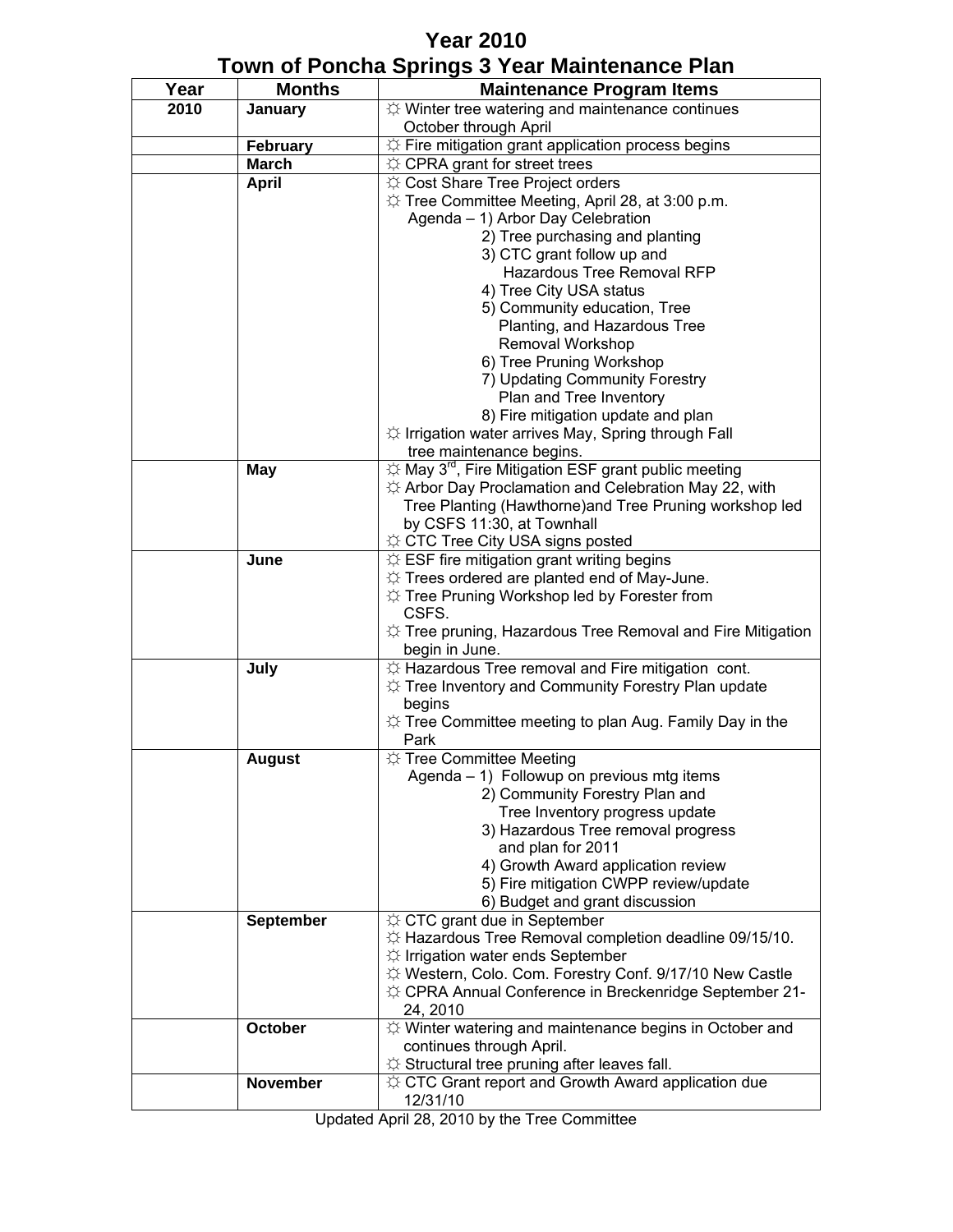# Year 2010
# Town of Poncha Springs 3 Year Maintenance Plan

| Year | Months | Maintenance Program Items |
|---|---|---|
| 2010 | January | ☼ Winter tree watering and maintenance continues October through April |
| | February | ☼ Fire mitigation grant application process begins |
| | March | ☼ CPRA grant for street trees |
| | April | ☼ Cost Share Tree Project orders<br>☼ Tree Committee Meeting, April 28, at 3:00 p.m.<br>Agenda – 1) Arbor Day Celebration<br>2) Tree purchasing and planting<br>3) CTC grant follow up and Hazardous Tree Removal RFP<br>4) Tree City USA status<br>5) Community education, Tree Planting, and Hazardous Tree Removal Workshop<br>6) Tree Pruning Workshop<br>7) Updating Community Forestry Plan and Tree Inventory<br>8) Fire mitigation update and plan<br>☼ Irrigation water arrives May, Spring through Fall tree maintenance begins. |
| | May | ☼ May 3rd, Fire Mitigation ESF grant public meeting<br>☼ Arbor Day Proclamation and Celebration May 22, with Tree Planting (Hawthorne)and Tree Pruning workshop led by CSFS 11:30, at Townhall<br>☼ CTC Tree City USA signs posted |
| | June | ☼ ESF fire mitigation grant writing begins<br>☼ Trees ordered are planted end of May-June.<br>☼ Tree Pruning Workshop led by Forester from CSFS.<br>☼ Tree pruning, Hazardous Tree Removal and Fire Mitigation begin in June. |
| | July | ☼ Hazardous Tree removal and Fire mitigation cont.<br>☼ Tree Inventory and Community Forestry Plan update begins<br>☼ Tree Committee meeting to plan Aug. Family Day in the Park |
| | August | ☼ Tree Committee Meeting<br>Agenda – 1) Followup on previous mtg items<br>2) Community Forestry Plan and Tree Inventory progress update<br>3) Hazardous Tree removal progress and plan for 2011<br>4) Growth Award application review<br>5) Fire mitigation CWPP review/update<br>6) Budget and grant discussion |
| | September | ☼ CTC grant due in September<br>☼ Hazardous Tree Removal completion deadline 09/15/10.<br>☼ Irrigation water ends September<br>☼ Western, Colo. Com. Forestry Conf. 9/17/10 New Castle<br>☼ CPRA Annual Conference in Breckenridge September 21-24, 2010 |
| | October | ☼ Winter watering and maintenance begins in October and continues through April.<br>☼ Structural tree pruning after leaves fall. |
| | November | ☼ CTC Grant report and Growth Award application due 12/31/10 |

Updated April 28, 2010 by the Tree Committee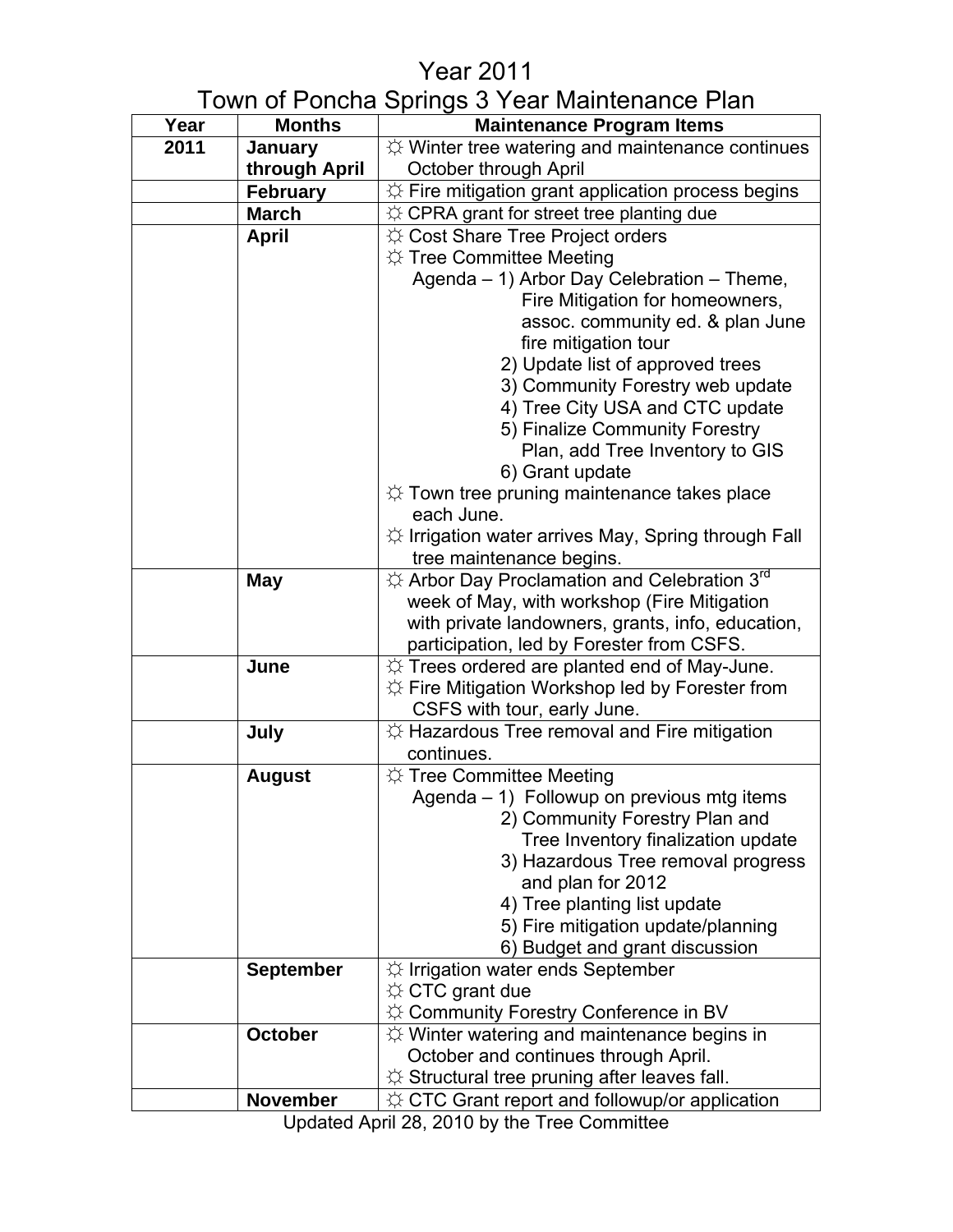# Year 2011
# Town of Poncha Springs 3 Year Maintenance Plan

| Year | Months | Maintenance Program Items |
|---|---|---|
| 2011 | **January through April** | ☼ Winter tree watering and maintenance continues October through April |
| | **February** | ☼ Fire mitigation grant application process begins |
| | **March** | ☼ CPRA grant for street tree planting due |
| | **April** | ☼ Cost Share Tree Project orders<br>☼ Tree Committee Meeting<br>Agenda – 1) Arbor Day Celebration – Theme, Fire Mitigation for homeowners, assoc. community ed. & plan June fire mitigation tour<br>2) Update list of approved trees<br>3) Community Forestry web update<br>4) Tree City USA and CTC update<br>5) Finalize Community Forestry Plan, add Tree Inventory to GIS<br>6) Grant update<br>☼ Town tree pruning maintenance takes place each June.<br>☼ Irrigation water arrives May, Spring through Fall tree maintenance begins. |
| | **May** | ☼ Arbor Day Proclamation and Celebration 3rd week of May, with workshop (Fire Mitigation with private landowners, grants, info, education, participation, led by Forester from CSFS. |
| | **June** | ☼ Trees ordered are planted end of May-June.<br>☼ Fire Mitigation Workshop led by Forester from CSFS with tour, early June. |
| | **July** | ☼ Hazardous Tree removal and Fire mitigation continues. |
| | **August** | ☼ Tree Committee Meeting<br>Agenda – 1) Followup on previous mtg items<br>2) Community Forestry Plan and Tree Inventory finalization update<br>3) Hazardous Tree removal progress and plan for 2012<br>4) Tree planting list update<br>5) Fire mitigation update/planning<br>6) Budget and grant discussion |
| | **September** | ☼ Irrigation water ends September<br>☼ CTC grant due<br>☼ Community Forestry Conference in BV |
| | **October** | ☼ Winter watering and maintenance begins in October and continues through April.<br>☼ Structural tree pruning after leaves fall. |
| | **November** | ☼ CTC Grant report and followup/or application |

Updated April 28, 2010 by the Tree Committee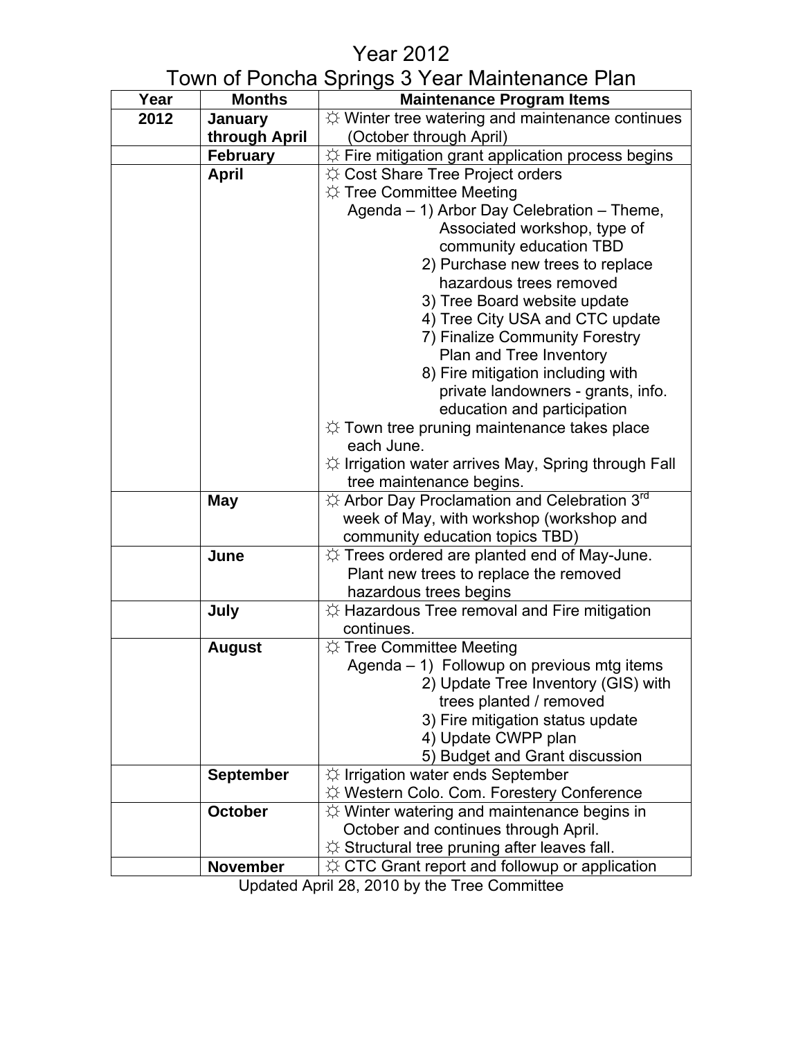# Year 2012

# Town of Poncha Springs 3 Year Maintenance Plan

| Year | Months | Maintenance Program Items |
|---|---|---|
| **2012** | **January through April** | ☼ Winter tree watering and maintenance continues (October through April) |
| | **February** | ☼ Fire mitigation grant application process begins |
| | **April** | ☼ Cost Share Tree Project orders<br>☼ Tree Committee Meeting<br>Agenda – 1) Arbor Day Celebration – Theme, Associated workshop, type of community education TBD<br>2) Purchase new trees to replace hazardous trees removed<br>3) Tree Board website update<br>4) Tree City USA and CTC update<br>7) Finalize Community Forestry Plan and Tree Inventory<br>8) Fire mitigation including with private landowners - grants, info. education and participation<br>☼ Town tree pruning maintenance takes place each June.<br>☼ Irrigation water arrives May, Spring through Fall tree maintenance begins. |
| | **May** | ☼ Arbor Day Proclamation and Celebration 3rd week of May, with workshop (workshop and community education topics TBD) |
| | **June** | ☼ Trees ordered are planted end of May-June. Plant new trees to replace the removed hazardous trees begins |
| | **July** | ☼ Hazardous Tree removal and Fire mitigation continues. |
| | **August** | ☼ Tree Committee Meeting<br>Agenda – 1) Followup on previous mtg items<br>2) Update Tree Inventory (GIS) with trees planted / removed<br>3) Fire mitigation status update<br>4) Update CWPP plan<br>5) Budget and Grant discussion |
| | **September** | ☼ Irrigation water ends September<br>☼ Western Colo. Com. Forestery Conference |
| | **October** | ☼ Winter watering and maintenance begins in October and continues through April.<br>☼ Structural tree pruning after leaves fall. |
| | **November** | ☼ CTC Grant report and followup or application |

Updated April 28, 2010 by the Tree Committee